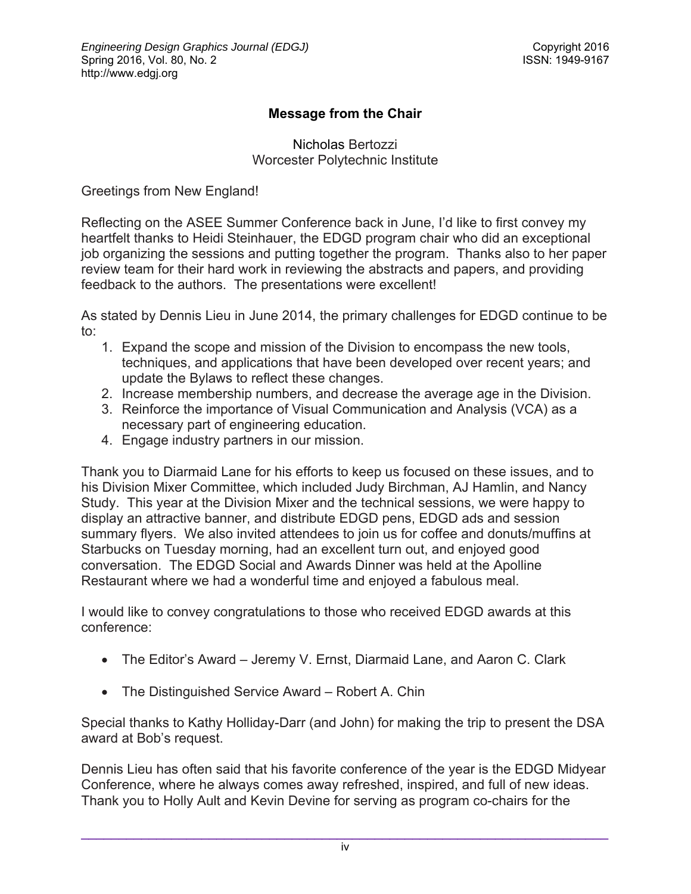# Message from the Chair

Nicholas Bertozzi
Worcester Polytechnic Institute

Greetings from New England!

Reflecting on the ASEE Summer Conference back in June, I'd like to first convey my heartfelt thanks to Heidi Steinhauer, the EDGD program chair who did an exceptional job organizing the sessions and putting together the program. Thanks also to her paper review team for their hard work in reviewing the abstracts and papers, and providing feedback to the authors. The presentations were excellent!

As stated by Dennis Lieu in June 2014, the primary challenges for EDGD continue to be to:

1. Expand the scope and mission of the Division to encompass the new tools, techniques, and applications that have been developed over recent years; and update the Bylaws to reflect these changes.
2. Increase membership numbers, and decrease the average age in the Division.
3. Reinforce the importance of Visual Communication and Analysis (VCA) as a necessary part of engineering education.
4. Engage industry partners in our mission.

Thank you to Diarmaid Lane for his efforts to keep us focused on these issues, and to his Division Mixer Committee, which included Judy Birchman, AJ Hamlin, and Nancy Study. This year at the Division Mixer and the technical sessions, we were happy to display an attractive banner, and distribute EDGD pens, EDGD ads and session summary flyers. We also invited attendees to join us for coffee and donuts/muffins at Starbucks on Tuesday morning, had an excellent turn out, and enjoyed good conversation. The EDGD Social and Awards Dinner was held at the Apolline Restaurant where we had a wonderful time and enjoyed a fabulous meal.

I would like to convey congratulations to those who received EDGD awards at this conference:

- The Editor's Award – Jeremy V. Ernst, Diarmaid Lane, and Aaron C. Clark
- The Distinguished Service Award – Robert A. Chin

Special thanks to Kathy Holliday-Darr (and John) for making the trip to present the DSA award at Bob's request.

Dennis Lieu has often said that his favorite conference of the year is the EDGD Midyear Conference, where he always comes away refreshed, inspired, and full of new ideas. Thank you to Holly Ault and Kevin Devine for serving as program co-chairs for the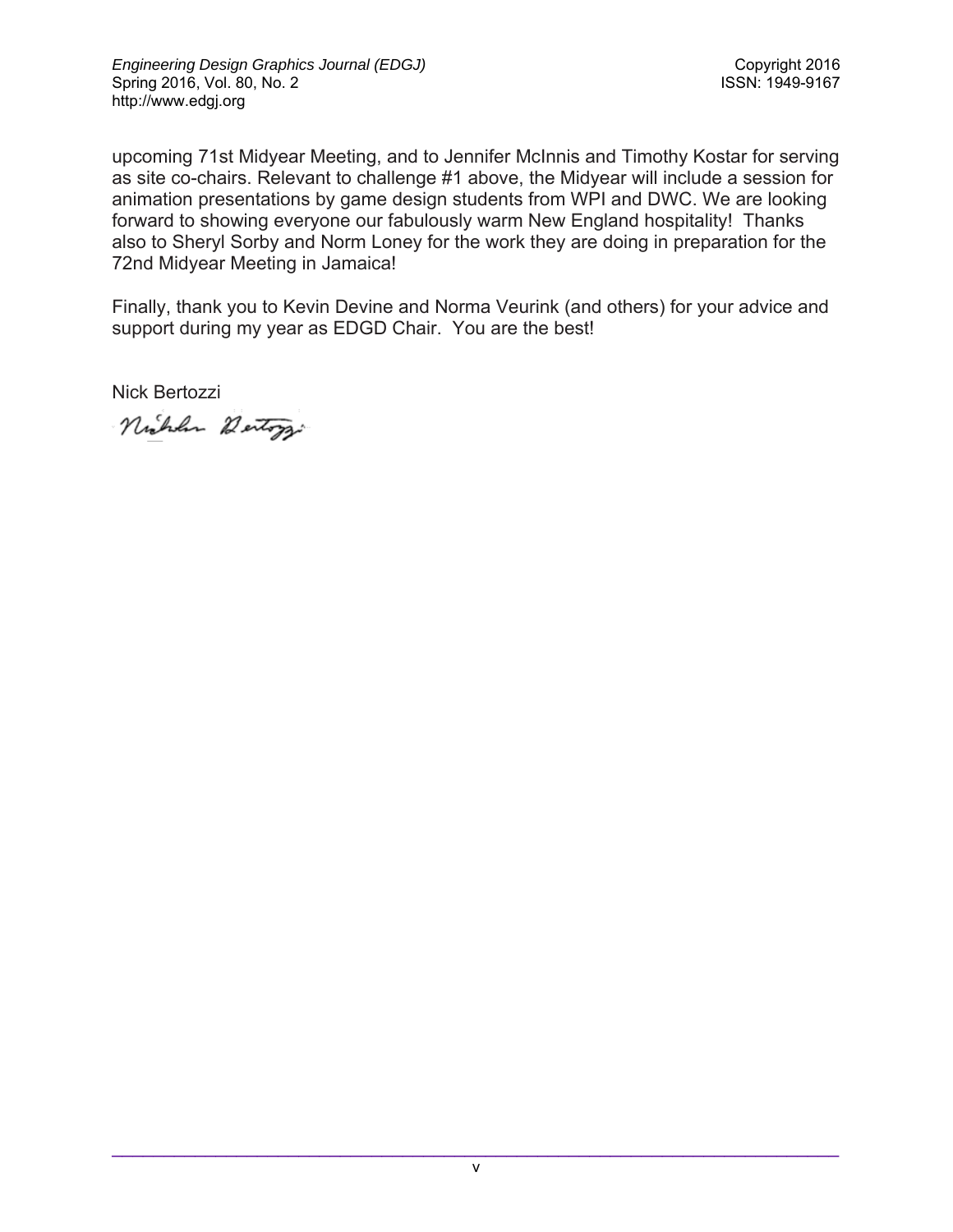upcoming 71st Midyear Meeting, and to Jennifer McInnis and Timothy Kostar for serving as site co-chairs. Relevant to challenge #1 above, the Midyear will include a session for animation presentations by game design students from WPI and DWC. We are looking forward to showing everyone our fabulously warm New England hospitality! Thanks also to Sheryl Sorby and Norm Loney for the work they are doing in preparation for the 72nd Midyear Meeting in Jamaica!

Finally, thank you to Kevin Devine and Norma Veurink (and others) for your advice and support during my year as EDGD Chair. You are the best!

Nick Bertozzi